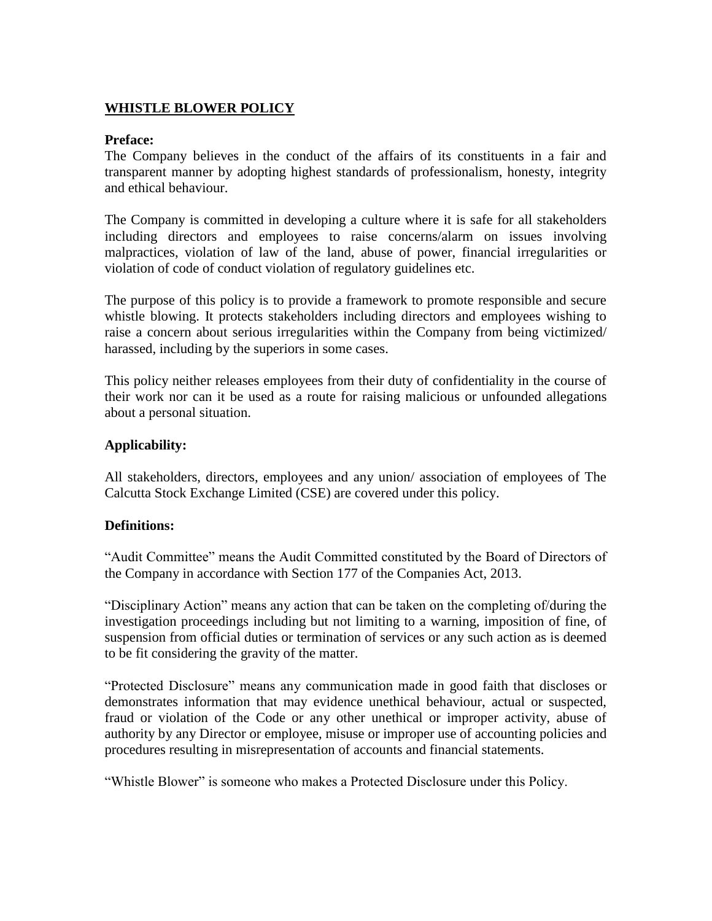# WHISTLE BLOWER POLICY

**Preface:**

The Company believes in the conduct of the affairs of its constituents in a fair and transparent manner by adopting highest standards of professionalism, honesty, integrity and ethical behaviour.

The Company is committed in developing a culture where it is safe for all stakeholders including directors and employees to raise concerns/alarm on issues involving malpractices, violation of law of the land, abuse of power, financial irregularities or violation of code of conduct violation of regulatory guidelines etc.

The purpose of this policy is to provide a framework to promote responsible and secure whistle blowing. It protects stakeholders including directors and employees wishing to raise a concern about serious irregularities within the Company from being victimized/ harassed, including by the superiors in some cases.

This policy neither releases employees from their duty of confidentiality in the course of their work nor can it be used as a route for raising malicious or unfounded allegations about a personal situation.

**Applicability:**

All stakeholders, directors, employees and any union/ association of employees of The Calcutta Stock Exchange Limited (CSE) are covered under this policy.

**Definitions:**

"Audit Committee" means the Audit Committed constituted by the Board of Directors of the Company in accordance with Section 177 of the Companies Act, 2013.

"Disciplinary Action" means any action that can be taken on the completing of/during the investigation proceedings including but not limiting to a warning, imposition of fine, of suspension from official duties or termination of services or any such action as is deemed to be fit considering the gravity of the matter.

"Protected Disclosure" means any communication made in good faith that discloses or demonstrates information that may evidence unethical behaviour, actual or suspected, fraud or violation of the Code or any other unethical or improper activity, abuse of authority by any Director or employee, misuse or improper use of accounting policies and procedures resulting in misrepresentation of accounts and financial statements.

"Whistle Blower" is someone who makes a Protected Disclosure under this Policy.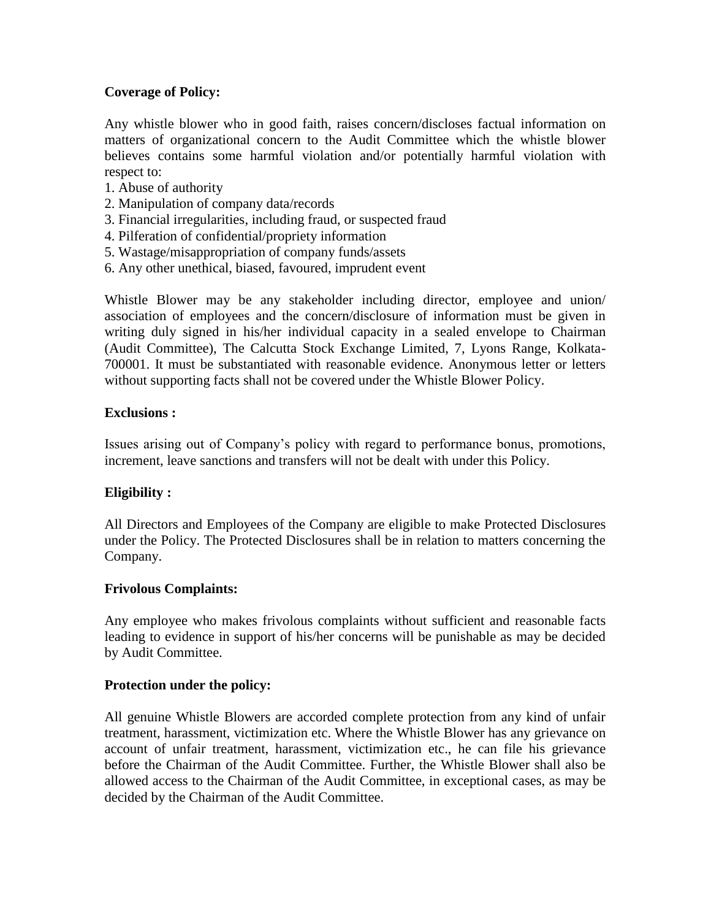**Coverage of Policy:**

Any whistle blower who in good faith, raises concern/discloses factual information on matters of organizational concern to the Audit Committee which the whistle blower believes contains some harmful violation and/or potentially harmful violation with respect to:

1. Abuse of authority
2. Manipulation of company data/records
3. Financial irregularities, including fraud, or suspected fraud
4. Pilferation of confidential/propriety information
5. Wastage/misappropriation of company funds/assets
6. Any other unethical, biased, favoured, imprudent event

Whistle Blower may be any stakeholder including director, employee and union/ association of employees and the concern/disclosure of information must be given in writing duly signed in his/her individual capacity in a sealed envelope to Chairman (Audit Committee), The Calcutta Stock Exchange Limited, 7, Lyons Range, Kolkata-700001. It must be substantiated with reasonable evidence. Anonymous letter or letters without supporting facts shall not be covered under the Whistle Blower Policy.

**Exclusions :**

Issues arising out of Company's policy with regard to performance bonus, promotions, increment, leave sanctions and transfers will not be dealt with under this Policy.

**Eligibility :**

All Directors and Employees of the Company are eligible to make Protected Disclosures under the Policy. The Protected Disclosures shall be in relation to matters concerning the Company.

**Frivolous Complaints:**

Any employee who makes frivolous complaints without sufficient and reasonable facts leading to evidence in support of his/her concerns will be punishable as may be decided by Audit Committee.

**Protection under the policy:**

All genuine Whistle Blowers are accorded complete protection from any kind of unfair treatment, harassment, victimization etc. Where the Whistle Blower has any grievance on account of unfair treatment, harassment, victimization etc., he can file his grievance before the Chairman of the Audit Committee. Further, the Whistle Blower shall also be allowed access to the Chairman of the Audit Committee, in exceptional cases, as may be decided by the Chairman of the Audit Committee.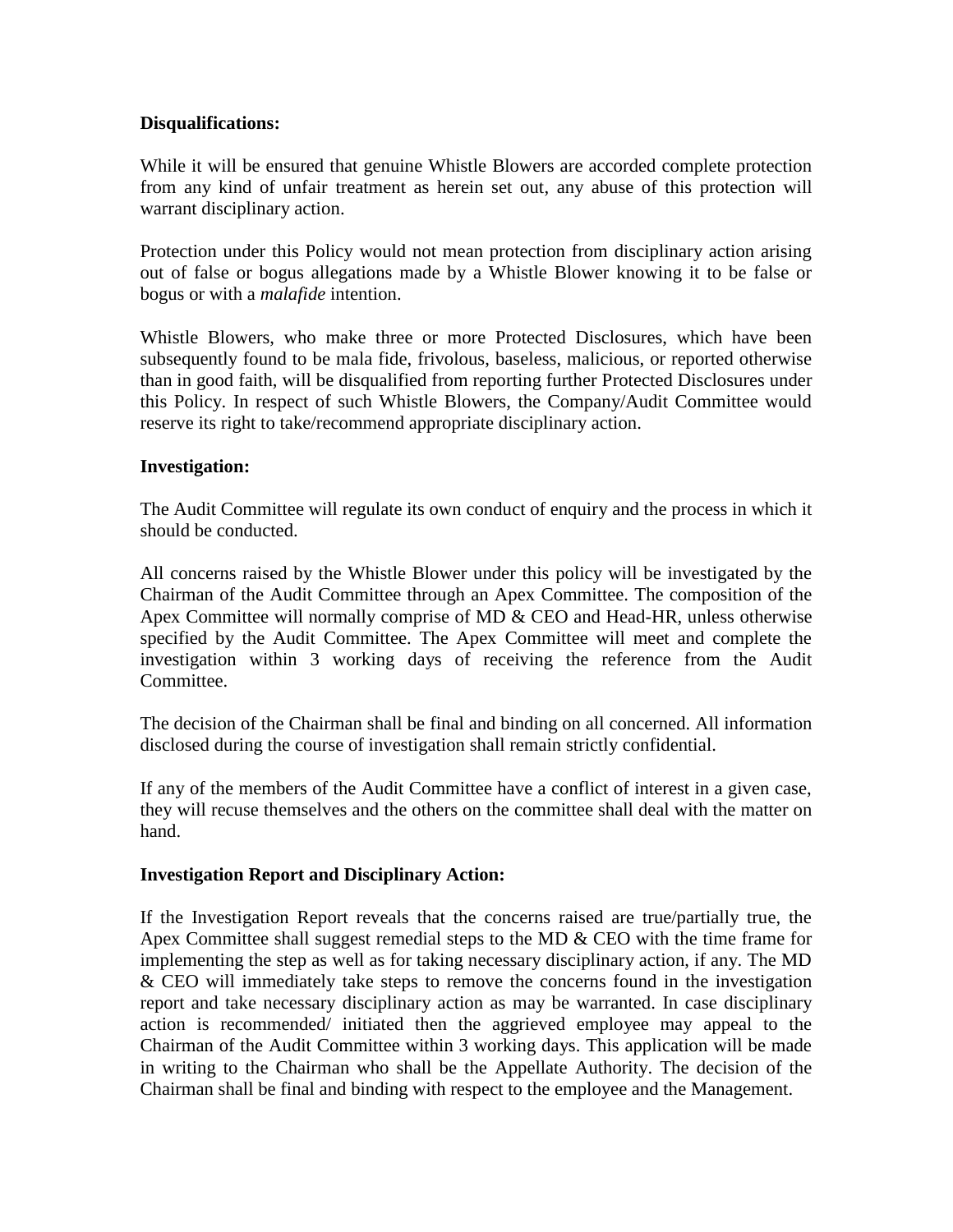**Disqualifications:**

While it will be ensured that genuine Whistle Blowers are accorded complete protection from any kind of unfair treatment as herein set out, any abuse of this protection will warrant disciplinary action.

Protection under this Policy would not mean protection from disciplinary action arising out of false or bogus allegations made by a Whistle Blower knowing it to be false or bogus or with a *malafide* intention.

Whistle Blowers, who make three or more Protected Disclosures, which have been subsequently found to be mala fide, frivolous, baseless, malicious, or reported otherwise than in good faith, will be disqualified from reporting further Protected Disclosures under this Policy. In respect of such Whistle Blowers, the Company/Audit Committee would reserve its right to take/recommend appropriate disciplinary action.

**Investigation:**

The Audit Committee will regulate its own conduct of enquiry and the process in which it should be conducted.

All concerns raised by the Whistle Blower under this policy will be investigated by the Chairman of the Audit Committee through an Apex Committee. The composition of the Apex Committee will normally comprise of MD & CEO and Head-HR, unless otherwise specified by the Audit Committee. The Apex Committee will meet and complete the investigation within 3 working days of receiving the reference from the Audit Committee.

The decision of the Chairman shall be final and binding on all concerned. All information disclosed during the course of investigation shall remain strictly confidential.

If any of the members of the Audit Committee have a conflict of interest in a given case, they will recuse themselves and the others on the committee shall deal with the matter on hand.

**Investigation Report and Disciplinary Action:**

If the Investigation Report reveals that the concerns raised are true/partially true, the Apex Committee shall suggest remedial steps to the MD & CEO with the time frame for implementing the step as well as for taking necessary disciplinary action, if any. The MD & CEO will immediately take steps to remove the concerns found in the investigation report and take necessary disciplinary action as may be warranted. In case disciplinary action is recommended/ initiated then the aggrieved employee may appeal to the Chairman of the Audit Committee within 3 working days. This application will be made in writing to the Chairman who shall be the Appellate Authority. The decision of the Chairman shall be final and binding with respect to the employee and the Management.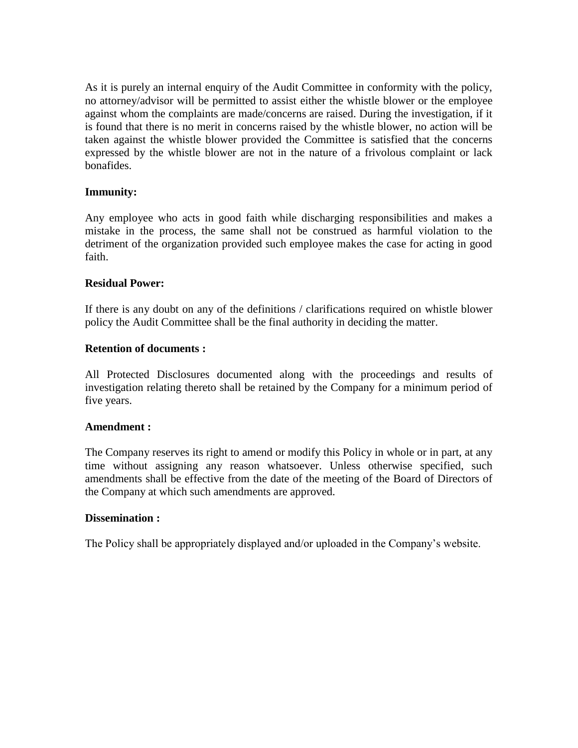As it is purely an internal enquiry of the Audit Committee in conformity with the policy, no attorney/advisor will be permitted to assist either the whistle blower or the employee against whom the complaints are made/concerns are raised. During the investigation, if it is found that there is no merit in concerns raised by the whistle blower, no action will be taken against the whistle blower provided the Committee is satisfied that the concerns expressed by the whistle blower are not in the nature of a frivolous complaint or lack bonafides.

**Immunity:**

Any employee who acts in good faith while discharging responsibilities and makes a mistake in the process, the same shall not be construed as harmful violation to the detriment of the organization provided such employee makes the case for acting in good faith.

**Residual Power:**

If there is any doubt on any of the definitions / clarifications required on whistle blower policy the Audit Committee shall be the final authority in deciding the matter.

**Retention of documents :**

All Protected Disclosures documented along with the proceedings and results of investigation relating thereto shall be retained by the Company for a minimum period of five years.

**Amendment :**

The Company reserves its right to amend or modify this Policy in whole or in part, at any time without assigning any reason whatsoever. Unless otherwise specified, such amendments shall be effective from the date of the meeting of the Board of Directors of the Company at which such amendments are approved.

**Dissemination :**

The Policy shall be appropriately displayed and/or uploaded in the Company's website.